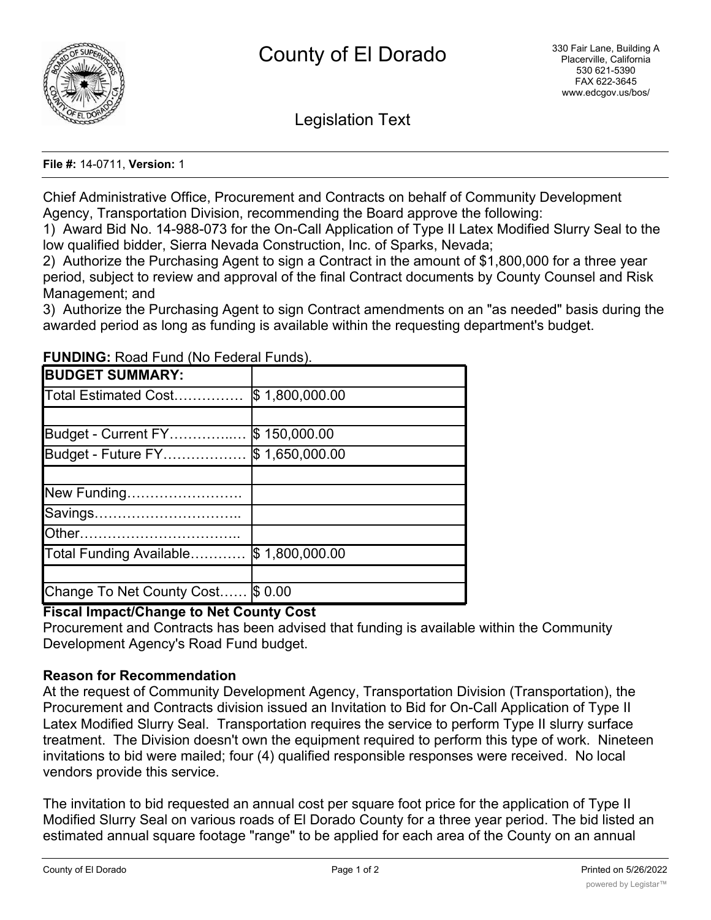# County of El Dorado

330 Fair Lane, Building A
Placerville, California
530 621-5390
FAX 622-3645
www.edcgov.us/bos/

## Legislation Text

**File #:** 14-0711, **Version:** 1

Chief Administrative Office, Procurement and Contracts on behalf of Community Development Agency, Transportation Division, recommending the Board approve the following:
1) Award Bid No. 14-988-073 for the On-Call Application of Type II Latex Modified Slurry Seal to the low qualified bidder, Sierra Nevada Construction, Inc. of Sparks, Nevada;
2) Authorize the Purchasing Agent to sign a Contract in the amount of $1,800,000 for a three year period, subject to review and approval of the final Contract documents by County Counsel and Risk Management; and
3) Authorize the Purchasing Agent to sign Contract amendments on an "as needed" basis during the awarded period as long as funding is available within the requesting department's budget.

**FUNDING:** Road Fund (No Federal Funds).

| **BUDGET SUMMARY:** | |
|---|---|
| Total Estimated Cost…………… | $ 1,800,000.00 |
| | |
| Budget - Current FY…………..… | $ 150,000.00 |
| Budget - Future FY……………… | $ 1,650,000.00 |
| | |
| New Funding……………………. | |
| Savings………………………….. | |
| Other…………………………….. | |
| Total Funding Available………… | $ 1,800,000.00 |
| | |
| Change To Net County Cost…… | $ 0.00 |

**Fiscal Impact/Change to Net County Cost**
Procurement and Contracts has been advised that funding is available within the Community Development Agency's Road Fund budget.

**Reason for Recommendation**
At the request of Community Development Agency, Transportation Division (Transportation), the Procurement and Contracts division issued an Invitation to Bid for On-Call Application of Type II Latex Modified Slurry Seal. Transportation requires the service to perform Type II slurry surface treatment. The Division doesn't own the equipment required to perform this type of work. Nineteen invitations to bid were mailed; four (4) qualified responsible responses were received. No local vendors provide this service.

The invitation to bid requested an annual cost per square foot price for the application of Type II Modified Slurry Seal on various roads of El Dorado County for a three year period. The bid listed an estimated annual square footage "range" to be applied for each area of the County on an annual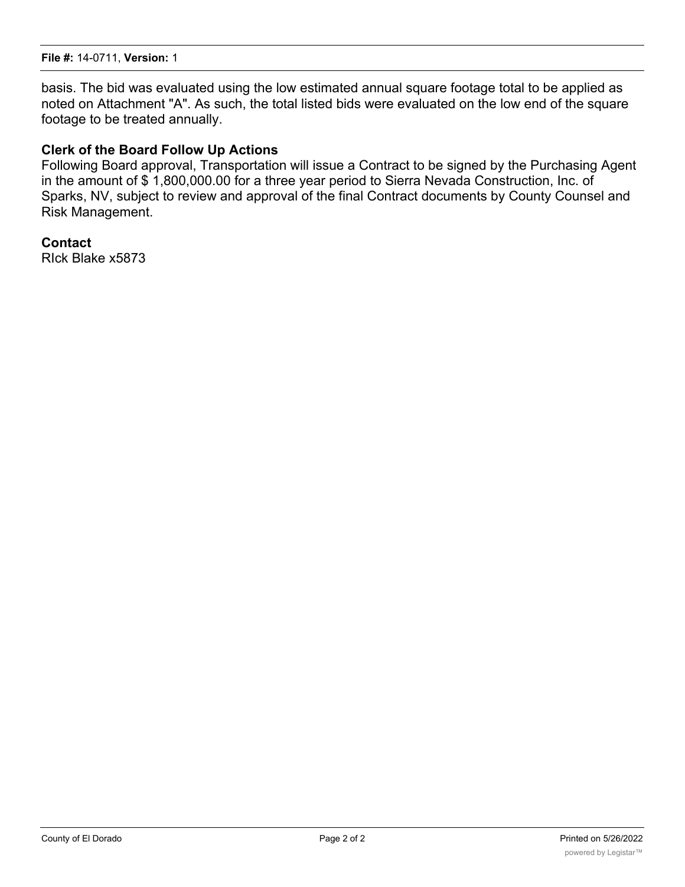basis. The bid was evaluated using the low estimated annual square footage total to be applied as noted on Attachment "A". As such, the total listed bids were evaluated on the low end of the square footage to be treated annually.

**Clerk of the Board Follow Up Actions**

Following Board approval, Transportation will issue a Contract to be signed by the Purchasing Agent in the amount of $ 1,800,000.00 for a three year period to Sierra Nevada Construction, Inc. of Sparks, NV, subject to review and approval of the final Contract documents by County Counsel and Risk Management.

**Contact**

RIck Blake x5873